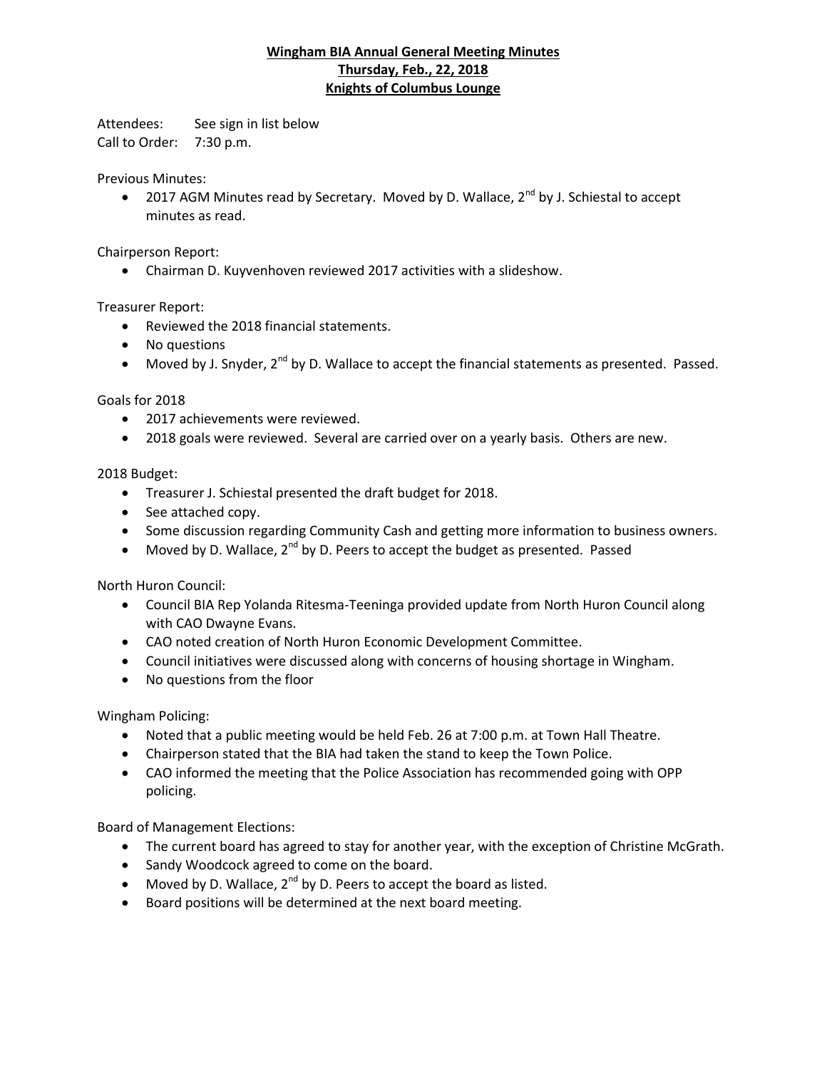# Wingham BIA Annual General Meeting Minutes
## Thursday, Feb., 22, 2018
## Knights of Columbus Lounge

Attendees: See sign in list below

Call to Order: 7:30 p.m.

Previous Minutes:

- 2017 AGM Minutes read by Secretary. Moved by D. Wallace, 2nd by J. Schiestal to accept minutes as read.

Chairperson Report:

- Chairman D. Kuyvenhoven reviewed 2017 activities with a slideshow.

Treasurer Report:

- Reviewed the 2018 financial statements.
- No questions
- Moved by J. Snyder, 2nd by D. Wallace to accept the financial statements as presented. Passed.

Goals for 2018

- 2017 achievements were reviewed.
- 2018 goals were reviewed. Several are carried over on a yearly basis. Others are new.

2018 Budget:

- Treasurer J. Schiestal presented the draft budget for 2018.
- See attached copy.
- Some discussion regarding Community Cash and getting more information to business owners.
- Moved by D. Wallace, 2nd by D. Peers to accept the budget as presented. Passed

North Huron Council:

- Council BIA Rep Yolanda Ritesma-Teeninga provided update from North Huron Council along with CAO Dwayne Evans.
- CAO noted creation of North Huron Economic Development Committee.
- Council initiatives were discussed along with concerns of housing shortage in Wingham.
- No questions from the floor

Wingham Policing:

- Noted that a public meeting would be held Feb. 26 at 7:00 p.m. at Town Hall Theatre.
- Chairperson stated that the BIA had taken the stand to keep the Town Police.
- CAO informed the meeting that the Police Association has recommended going with OPP policing.

Board of Management Elections:

- The current board has agreed to stay for another year, with the exception of Christine McGrath.
- Sandy Woodcock agreed to come on the board.
- Moved by D. Wallace, 2nd by D. Peers to accept the board as listed.
- Board positions will be determined at the next board meeting.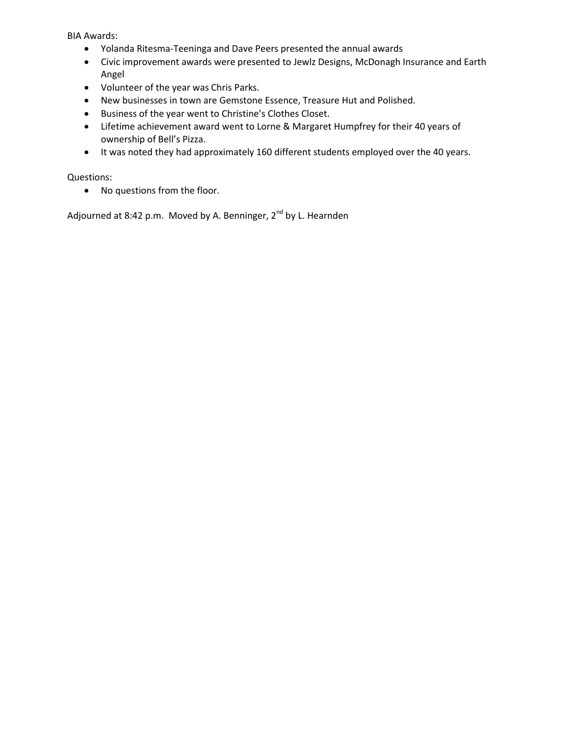BIA Awards:

- Yolanda Ritesma-Teeninga and Dave Peers presented the annual awards
- Civic improvement awards were presented to Jewlz Designs, McDonagh Insurance and Earth Angel
- Volunteer of the year was Chris Parks.
- New businesses in town are Gemstone Essence, Treasure Hut and Polished.
- Business of the year went to Christine's Clothes Closet.
- Lifetime achievement award went to Lorne & Margaret Humpfrey for their 40 years of ownership of Bell's Pizza.
- It was noted they had approximately 160 different students employed over the 40 years.

Questions:

- No questions from the floor.

Adjourned at 8:42 p.m. Moved by A. Benninger, 2nd by L. Hearnden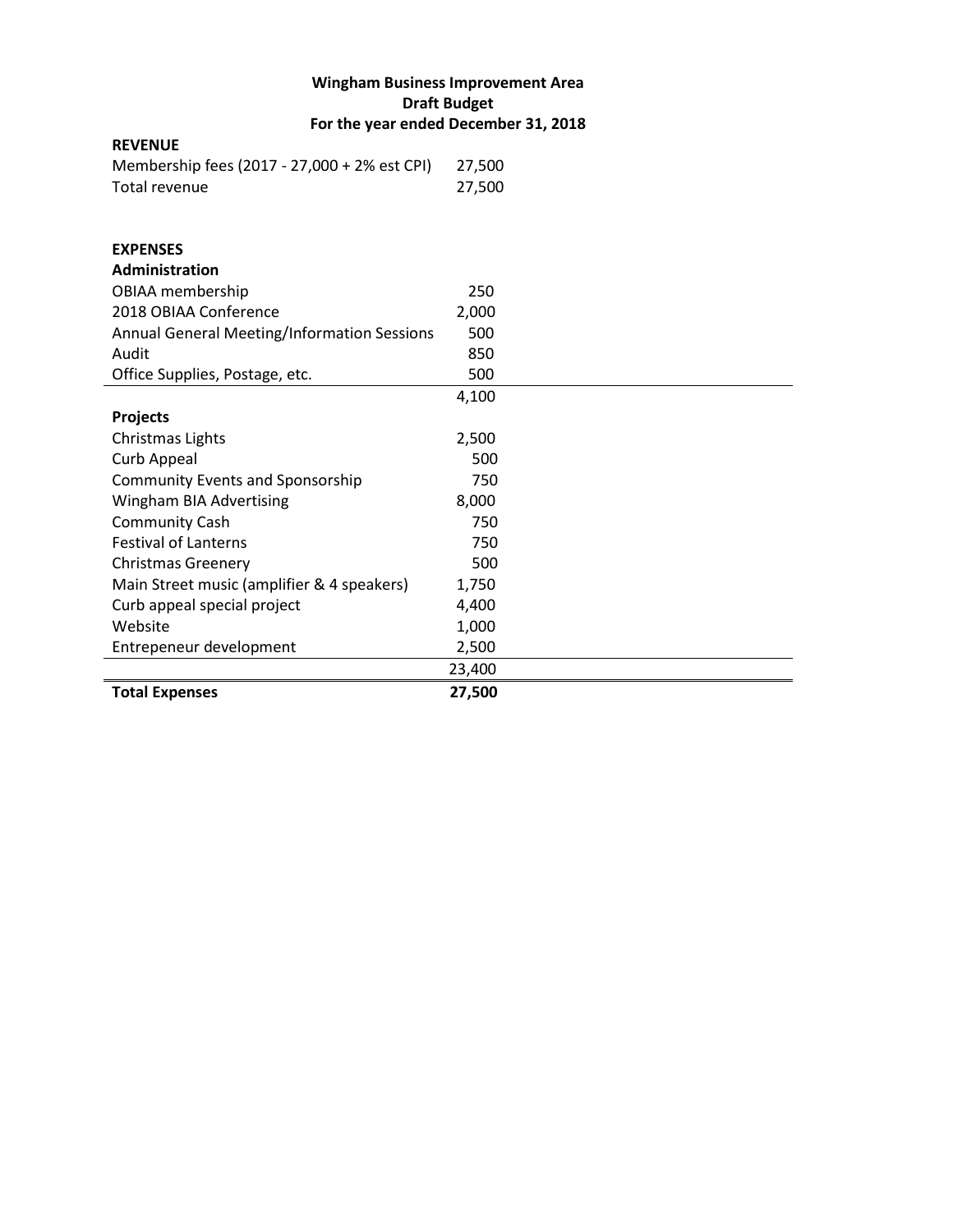# Wingham Business Improvement Area
## Draft Budget
## For the year ended December 31, 2018

| | |
|---|---|
| **REVENUE** | |
| Membership fees (2017 - 27,000 + 2% est CPI) | 27,500 |
| Total revenue | 27,500 |
| | |
| **EXPENSES** | |
| **Administration** | |
| OBIAA membership | 250 |
| 2018 OBIAA Conference | 2,000 |
| Annual General Meeting/Information Sessions | 500 |
| Audit | 850 |
| Office Supplies, Postage, etc. | 500 |
| | 4,100 |
| **Projects** | |
| Christmas Lights | 2,500 |
| Curb Appeal | 500 |
| Community Events and Sponsorship | 750 |
| Wingham BIA Advertising | 8,000 |
| Community Cash | 750 |
| Festival of Lanterns | 750 |
| Christmas Greenery | 500 |
| Main Street music (amplifier & 4 speakers) | 1,750 |
| Curb appeal special project | 4,400 |
| Website | 1,000 |
| Entrepeneur development | 2,500 |
| | 23,400 |
| **Total Expenses** | **27,500** |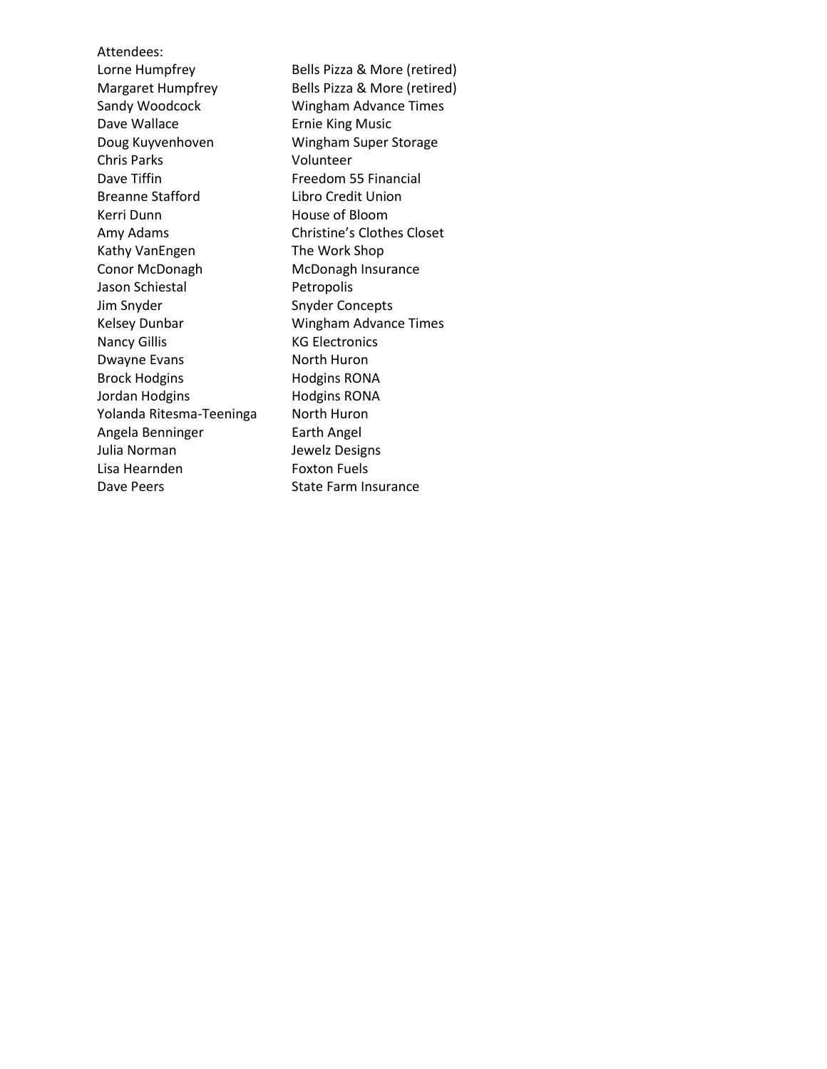Attendees:

| | |
|---|---|
| Lorne Humpfrey | Bells Pizza & More (retired) |
| Margaret Humpfrey | Bells Pizza & More (retired) |
| Sandy Woodcock | Wingham Advance Times |
| Dave Wallace | Ernie King Music |
| Doug Kuyvenhoven | Wingham Super Storage |
| Chris Parks | Volunteer |
| Dave Tiffin | Freedom 55 Financial |
| Breanne Stafford | Libro Credit Union |
| Kerri Dunn | House of Bloom |
| Amy Adams | Christine's Clothes Closet |
| Kathy VanEngen | The Work Shop |
| Conor McDonagh | McDonagh Insurance |
| Jason Schiestal | Petropolis |
| Jim Snyder | Snyder Concepts |
| Kelsey Dunbar | Wingham Advance Times |
| Nancy Gillis | KG Electronics |
| Dwayne Evans | North Huron |
| Brock Hodgins | Hodgins RONA |
| Jordan Hodgins | Hodgins RONA |
| Yolanda Ritesma-Teeninga | North Huron |
| Angela Benninger | Earth Angel |
| Julia Norman | Jewelz Designs |
| Lisa Hearnden | Foxton Fuels |
| Dave Peers | State Farm Insurance |